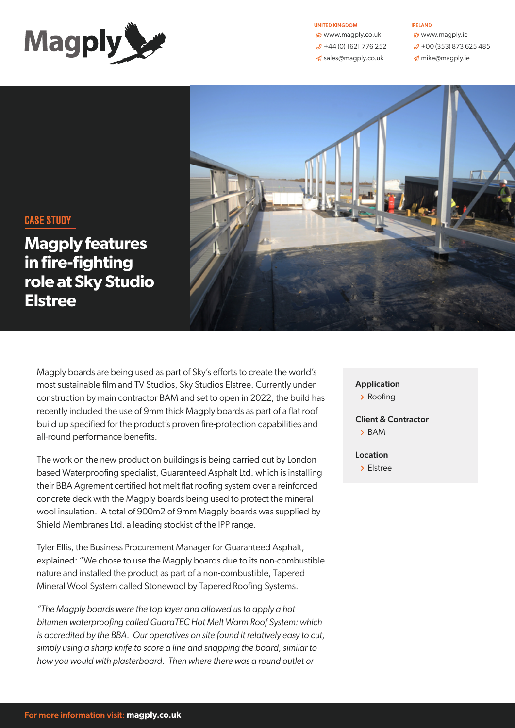Magply

UNITED KINGDOM
www.magply.co.uk
+44 (0) 1621 776 252
sales@magply.co.uk

IRELAND
www.magply.ie
+00 (353) 873 625 485
mike@magply.ie

CASE STUDY

# Magply features in fire-fighting role at Sky Studio Elstree

Magply boards are being used as part of Sky's efforts to create the world's most sustainable film and TV Studios, Sky Studios Elstree. Currently under construction by main contractor BAM and set to open in 2022, the build has recently included the use of 9mm thick Magply boards as part of a flat roof build up specified for the product's proven fire-protection capabilities and all-round performance benefits.

The work on the new production buildings is being carried out by London based Waterproofing specialist, Guaranteed Asphalt Ltd. which is installing their BBA Agrement certified hot melt flat roofing system over a reinforced concrete deck with the Magply boards being used to protect the mineral wool insulation. A total of 900m2 of 9mm Magply boards was supplied by Shield Membranes Ltd. a leading stockist of the IPP range.

Tyler Ellis, the Business Procurement Manager for Guaranteed Asphalt, explained: "We chose to use the Magply boards due to its non-combustible nature and installed the product as part of a non-combustible, Tapered Mineral Wool System called Stonewool by Tapered Roofing Systems.

*"The Magply boards were the top layer and allowed us to apply a hot bitumen waterproofing called GuaraTEC Hot Melt Warm Roof System: which is accredited by the BBA. Our operatives on site found it relatively easy to cut, simply using a sharp knife to score a line and snapping the board, similar to how you would with plasterboard. Then where there was a round outlet or*

**Application**
- Roofing

**Client & Contractor**
- BAM

**Location**
- Elstree

For more information visit: **magply.co.uk**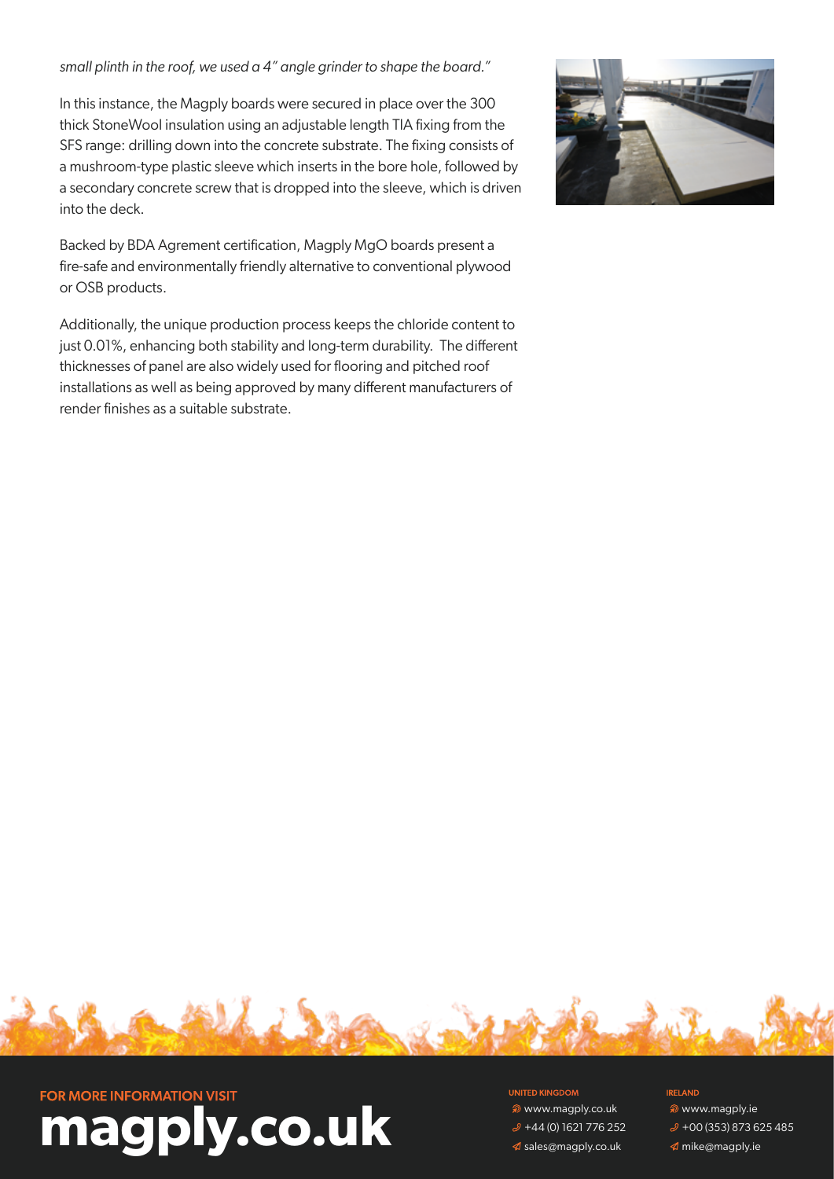*small plinth in the roof, we used a 4" angle grinder to shape the board."*

In this instance, the Magply boards were secured in place over the 300 thick StoneWool insulation using an adjustable length TIA fixing from the SFS range: drilling down into the concrete substrate. The fixing consists of a mushroom-type plastic sleeve which inserts in the bore hole, followed by a secondary concrete screw that is dropped into the sleeve, which is driven into the deck.

Backed by BDA Agrement certification, Magply MgO boards present a fire-safe and environmentally friendly alternative to conventional plywood or OSB products.

Additionally, the unique production process keeps the chloride content to just 0.01%, enhancing both stability and long-term durability. The different thicknesses of panel are also widely used for flooring and pitched roof installations as well as being approved by many different manufacturers of render finishes as a suitable substrate.

FOR MORE INFORMATION VISIT

**magply.co.uk**

UNITED KINGDOM

www.magply.co.uk

+44 (0) 1621 776 252

sales@magply.co.uk

IRELAND

www.magply.ie

+00 (353) 873 625 485

mike@magply.ie